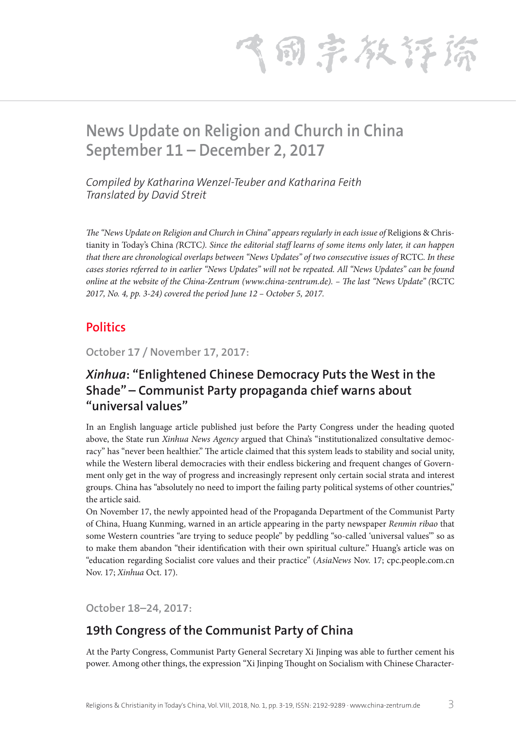# News Update on Religion and Church in China September 11 – December 2, 2017

*Compiled by Katharina Wenzel-Teuber and Katharina Feith*
*Translated by David Streit*

*The "News Update on Religion and Church in China" appears regularly in each issue of* Religions & Christianity in Today's China *(*RCTC*). Since the editorial staff learns of some items only later, it can happen that there are chronological overlaps between "News Updates" of two consecutive issues of* RCTC*. In these cases stories referred to in earlier "News Updates" will not be repeated. All "News Updates" can be found online at the website of the China-Zentrum (www.china-zentrum.de). – The last "News Update" (*RCTC *2017, No. 4, pp. 3-24) covered the period June 12 – October 5, 2017.*

## Politics

#### October 17 / November 17, 2017:

### *Xinhua*: "Enlightened Chinese Democracy Puts the West in the Shade" – Communist Party propaganda chief warns about "universal values"

In an English language article published just before the Party Congress under the heading quoted above, the State run *Xinhua News Agency* argued that China's "institutionalized consultative democracy" has "never been healthier." The article claimed that this system leads to stability and social unity, while the Western liberal democracies with their endless bickering and frequent changes of Government only get in the way of progress and increasingly represent only certain social strata and interest groups. China has "absolutely no need to import the failing party political systems of other countries," the article said.

On November 17, the newly appointed head of the Propaganda Department of the Communist Party of China, Huang Kunming, warned in an article appearing in the party newspaper *Renmin ribao* that some Western countries "are trying to seduce people" by peddling "so-called 'universal values'" so as to make them abandon "their identification with their own spiritual culture." Huang's article was on "education regarding Socialist core values and their practice" (*AsiaNews* Nov. 17; cpc.people.com.cn Nov. 17; *Xinhua* Oct. 17).

#### October 18–24, 2017:

### 19th Congress of the Communist Party of China

At the Party Congress, Communist Party General Secretary Xi Jinping was able to further cement his power. Among other things, the expression "Xi Jinping Thought on Socialism with Chinese Character-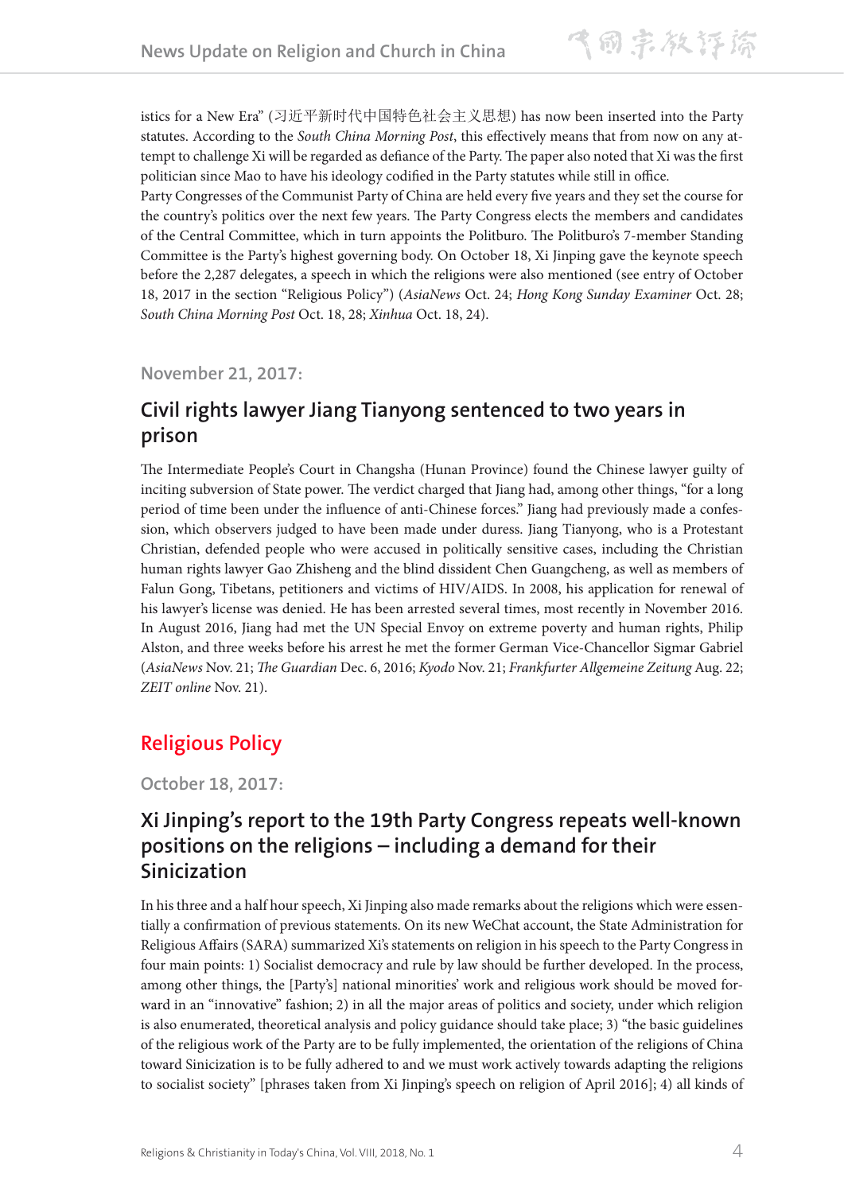istics for a New Era" (习近平新时代中国特色社会主义思想) has now been inserted into the Party statutes. According to the *South China Morning Post*, this effectively means that from now on any attempt to challenge Xi will be regarded as defiance of the Party. The paper also noted that Xi was the first politician since Mao to have his ideology codified in the Party statutes while still in office.

Party Congresses of the Communist Party of China are held every five years and they set the course for the country's politics over the next few years. The Party Congress elects the members and candidates of the Central Committee, which in turn appoints the Politburo. The Politburo's 7-member Standing Committee is the Party's highest governing body. On October 18, Xi Jinping gave the keynote speech before the 2,287 delegates, a speech in which the religions were also mentioned (see entry of October 18, 2017 in the section "Religious Policy") (*AsiaNews* Oct. 24; *Hong Kong Sunday Examiner* Oct. 28; *South China Morning Post* Oct. 18, 28; *Xinhua* Oct. 18, 24).

### November 21, 2017:

## Civil rights lawyer Jiang Tianyong sentenced to two years in prison

The Intermediate People's Court in Changsha (Hunan Province) found the Chinese lawyer guilty of inciting subversion of State power. The verdict charged that Jiang had, among other things, "for a long period of time been under the influence of anti-Chinese forces." Jiang had previously made a confession, which observers judged to have been made under duress. Jiang Tianyong, who is a Protestant Christian, defended people who were accused in politically sensitive cases, including the Christian human rights lawyer Gao Zhisheng and the blind dissident Chen Guangcheng, as well as members of Falun Gong, Tibetans, petitioners and victims of HIV/AIDS. In 2008, his application for renewal of his lawyer's license was denied. He has been arrested several times, most recently in November 2016. In August 2016, Jiang had met the UN Special Envoy on extreme poverty and human rights, Philip Alston, and three weeks before his arrest he met the former German Vice-Chancellor Sigmar Gabriel (*AsiaNews* Nov. 21; *The Guardian* Dec. 6, 2016; *Kyodo* Nov. 21; *Frankfurter Allgemeine Zeitung* Aug. 22; *ZEIT online* Nov. 21).

# Religious Policy

### October 18, 2017:

## Xi Jinping's report to the 19th Party Congress repeats well-known positions on the religions – including a demand for their Sinicization

In his three and a half hour speech, Xi Jinping also made remarks about the religions which were essentially a confirmation of previous statements. On its new WeChat account, the State Administration for Religious Affairs (SARA) summarized Xi's statements on religion in his speech to the Party Congress in four main points: 1) Socialist democracy and rule by law should be further developed. In the process, among other things, the [Party's] national minorities' work and religious work should be moved forward in an "innovative" fashion; 2) in all the major areas of politics and society, under which religion is also enumerated, theoretical analysis and policy guidance should take place; 3) "the basic guidelines of the religious work of the Party are to be fully implemented, the orientation of the religions of China toward Sinicization is to be fully adhered to and we must work actively towards adapting the religions to socialist society" [phrases taken from Xi Jinping's speech on religion of April 2016]; 4) all kinds of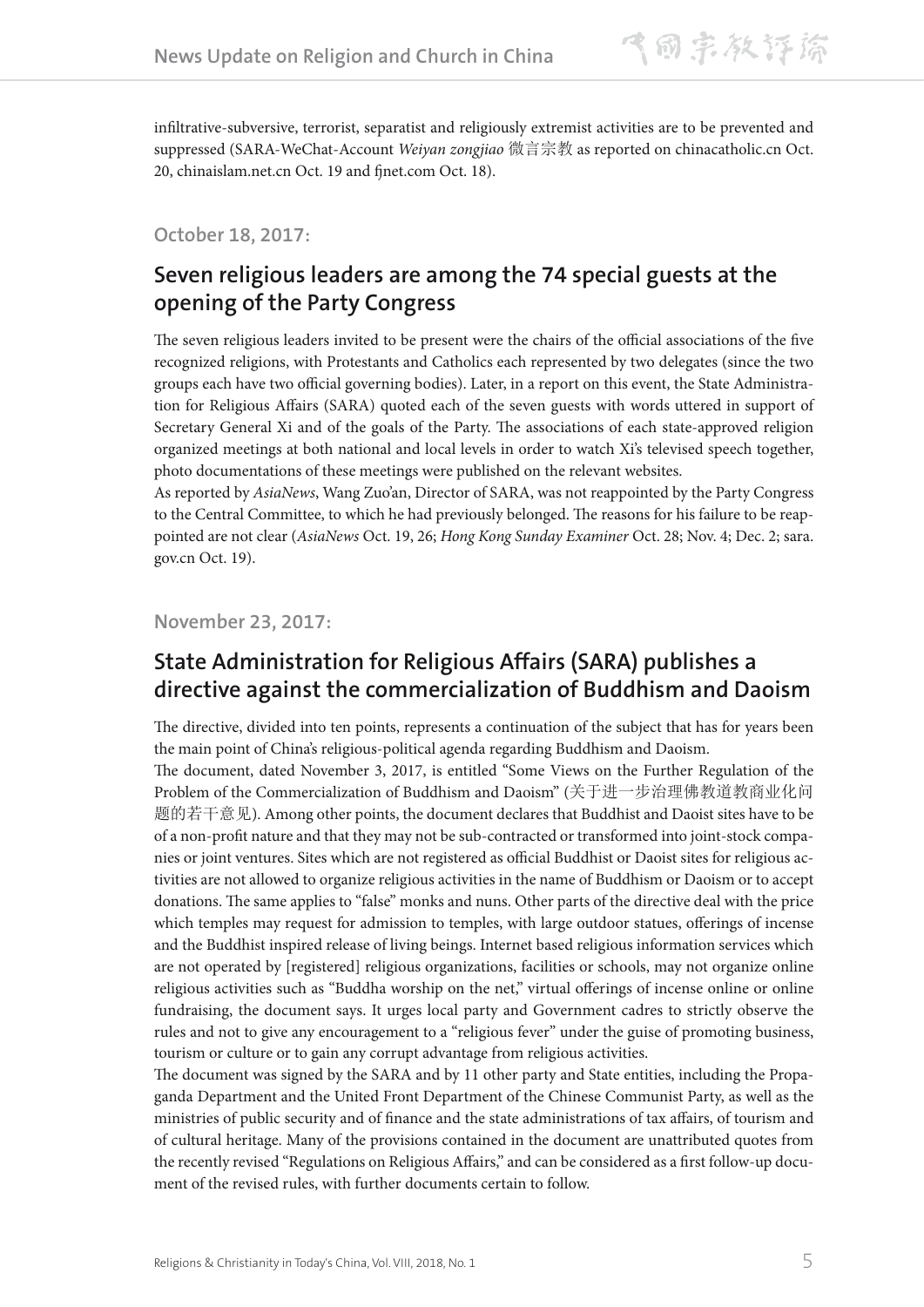infiltrative-subversive, terrorist, separatist and religiously extremist activities are to be prevented and suppressed (SARA-WeChat-Account *Weiyan zongjiao* 微言宗教 as reported on chinacatholic.cn Oct. 20, chinaislam.net.cn Oct. 19 and fjnet.com Oct. 18).

### October 18, 2017:

## Seven religious leaders are among the 74 special guests at the opening of the Party Congress

The seven religious leaders invited to be present were the chairs of the official associations of the five recognized religions, with Protestants and Catholics each represented by two delegates (since the two groups each have two official governing bodies). Later, in a report on this event, the State Administration for Religious Affairs (SARA) quoted each of the seven guests with words uttered in support of Secretary General Xi and of the goals of the Party. The associations of each state-approved religion organized meetings at both national and local levels in order to watch Xi's televised speech together, photo documentations of these meetings were published on the relevant websites.

As reported by *AsiaNews*, Wang Zuo'an, Director of SARA, was not reappointed by the Party Congress to the Central Committee, to which he had previously belonged. The reasons for his failure to be reappointed are not clear (*AsiaNews* Oct. 19, 26; *Hong Kong Sunday Examiner* Oct. 28; Nov. 4; Dec. 2; sara.gov.cn Oct. 19).

### November 23, 2017:

## State Administration for Religious Affairs (SARA) publishes a directive against the commercialization of Buddhism and Daoism

The directive, divided into ten points, represents a continuation of the subject that has for years been the main point of China's religious-political agenda regarding Buddhism and Daoism.

The document, dated November 3, 2017, is entitled "Some Views on the Further Regulation of the Problem of the Commercialization of Buddhism and Daoism" (关于进一步治理佛教道教商业化问题的若干意见). Among other points, the document declares that Buddhist and Daoist sites have to be of a non-profit nature and that they may not be sub-contracted or transformed into joint-stock companies or joint ventures. Sites which are not registered as official Buddhist or Daoist sites for religious activities are not allowed to organize religious activities in the name of Buddhism or Daoism or to accept donations. The same applies to "false" monks and nuns. Other parts of the directive deal with the price which temples may request for admission to temples, with large outdoor statues, offerings of incense and the Buddhist inspired release of living beings. Internet based religious information services which are not operated by [registered] religious organizations, facilities or schools, may not organize online religious activities such as "Buddha worship on the net," virtual offerings of incense online or online fundraising, the document says. It urges local party and Government cadres to strictly observe the rules and not to give any encouragement to a "religious fever" under the guise of promoting business, tourism or culture or to gain any corrupt advantage from religious activities.

The document was signed by the SARA and by 11 other party and State entities, including the Propaganda Department and the United Front Department of the Chinese Communist Party, as well as the ministries of public security and of finance and the state administrations of tax affairs, of tourism and of cultural heritage. Many of the provisions contained in the document are unattributed quotes from the recently revised "Regulations on Religious Affairs," and can be considered as a first follow-up document of the revised rules, with further documents certain to follow.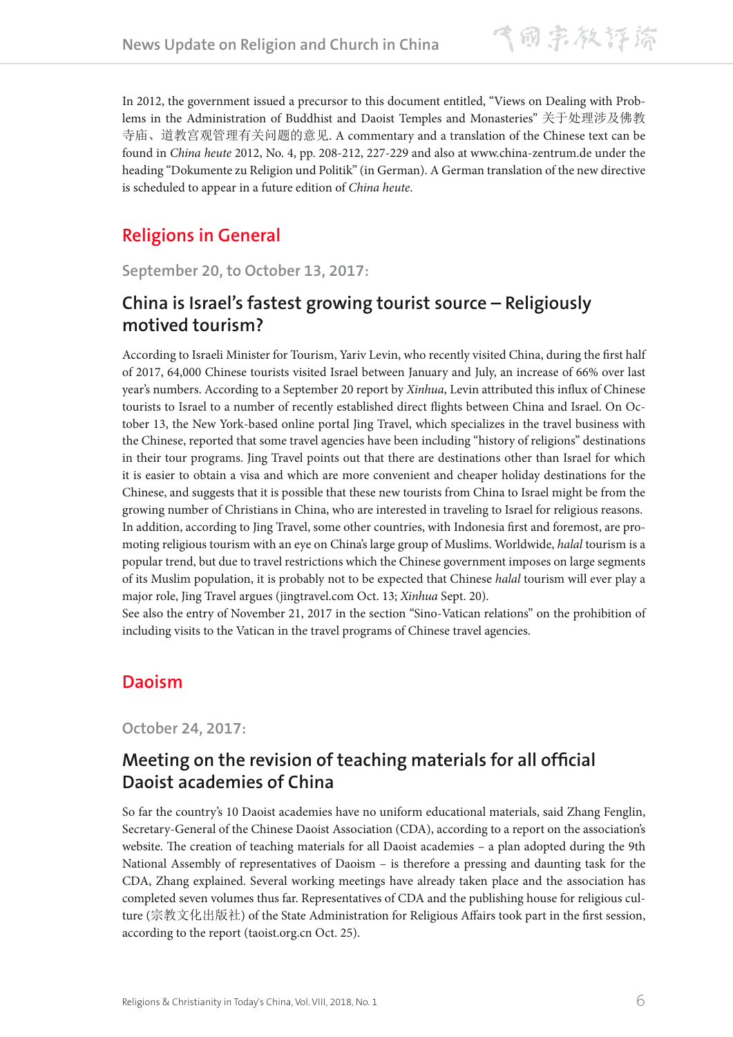In 2012, the government issued a precursor to this document entitled, "Views on Dealing with Problems in the Administration of Buddhist and Daoist Temples and Monasteries" 关于处理涉及佛教寺庙、道教宫观管理有关问题的意见. A commentary and a translation of the Chinese text can be found in *China heute* 2012, No. 4, pp. 208-212, 227-229 and also at www.china-zentrum.de under the heading "Dokumente zu Religion und Politik" (in German). A German translation of the new directive is scheduled to appear in a future edition of *China heute*.

## Religions in General

### September 20, to October 13, 2017:

### China is Israel's fastest growing tourist source – Religiously motived tourism?

According to Israeli Minister for Tourism, Yariv Levin, who recently visited China, during the first half of 2017, 64,000 Chinese tourists visited Israel between January and July, an increase of 66% over last year's numbers. According to a September 20 report by *Xinhua*, Levin attributed this influx of Chinese tourists to Israel to a number of recently established direct flights between China and Israel. On October 13, the New York-based online portal Jing Travel, which specializes in the travel business with the Chinese, reported that some travel agencies have been including "history of religions" destinations in their tour programs. Jing Travel points out that there are destinations other than Israel for which it is easier to obtain a visa and which are more convenient and cheaper holiday destinations for the Chinese, and suggests that it is possible that these new tourists from China to Israel might be from the growing number of Christians in China, who are interested in traveling to Israel for religious reasons. In addition, according to Jing Travel, some other countries, with Indonesia first and foremost, are promoting religious tourism with an eye on China's large group of Muslims. Worldwide, *halal* tourism is a popular trend, but due to travel restrictions which the Chinese government imposes on large segments of its Muslim population, it is probably not to be expected that Chinese *halal* tourism will ever play a major role, Jing Travel argues (jingtravel.com Oct. 13; *Xinhua* Sept. 20).

See also the entry of November 21, 2017 in the section "Sino-Vatican relations" on the prohibition of including visits to the Vatican in the travel programs of Chinese travel agencies.

## Daoism

### October 24, 2017:

### Meeting on the revision of teaching materials for all official Daoist academies of China

So far the country's 10 Daoist academies have no uniform educational materials, said Zhang Fenglin, Secretary-General of the Chinese Daoist Association (CDA), according to a report on the association's website. The creation of teaching materials for all Daoist academies – a plan adopted during the 9th National Assembly of representatives of Daoism – is therefore a pressing and daunting task for the CDA, Zhang explained. Several working meetings have already taken place and the association has completed seven volumes thus far. Representatives of CDA and the publishing house for religious culture (宗教文化出版社) of the State Administration for Religious Affairs took part in the first session, according to the report (taoist.org.cn Oct. 25).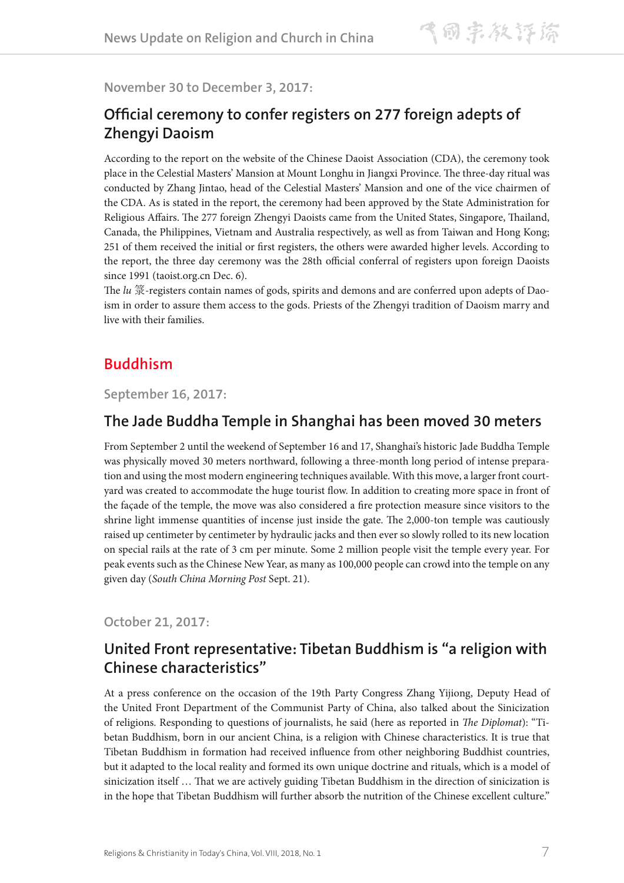November 30 to December 3, 2017:

### Official ceremony to confer registers on 277 foreign adepts of Zhengyi Daoism

According to the report on the website of the Chinese Daoist Association (CDA), the ceremony took place in the Celestial Masters' Mansion at Mount Longhu in Jiangxi Province. The three-day ritual was conducted by Zhang Jintao, head of the Celestial Masters' Mansion and one of the vice chairmen of the CDA. As is stated in the report, the ceremony had been approved by the State Administration for Religious Affairs. The 277 foreign Zhengyi Daoists came from the United States, Singapore, Thailand, Canada, the Philippines, Vietnam and Australia respectively, as well as from Taiwan and Hong Kong; 251 of them received the initial or first registers, the others were awarded higher levels. According to the report, the three day ceremony was the 28th official conferral of registers upon foreign Daoists since 1991 (taoist.org.cn Dec. 6).

The *lu* 箓-registers contain names of gods, spirits and demons and are conferred upon adepts of Daoism in order to assure them access to the gods. Priests of the Zhengyi tradition of Daoism marry and live with their families.

## Buddhism

September 16, 2017:

### The Jade Buddha Temple in Shanghai has been moved 30 meters

From September 2 until the weekend of September 16 and 17, Shanghai's historic Jade Buddha Temple was physically moved 30 meters northward, following a three-month long period of intense preparation and using the most modern engineering techniques available. With this move, a larger front courtyard was created to accommodate the huge tourist flow. In addition to creating more space in front of the façade of the temple, the move was also considered a fire protection measure since visitors to the shrine light immense quantities of incense just inside the gate. The 2,000-ton temple was cautiously raised up centimeter by centimeter by hydraulic jacks and then ever so slowly rolled to its new location on special rails at the rate of 3 cm per minute. Some 2 million people visit the temple every year. For peak events such as the Chinese New Year, as many as 100,000 people can crowd into the temple on any given day (*South China Morning Post* Sept. 21).

October 21, 2017:

### United Front representative: Tibetan Buddhism is "a religion with Chinese characteristics"

At a press conference on the occasion of the 19th Party Congress Zhang Yijiong, Deputy Head of the United Front Department of the Communist Party of China, also talked about the Sinicization of religions. Responding to questions of journalists, he said (here as reported in *The Diplomat*): "Tibetan Buddhism, born in our ancient China, is a religion with Chinese characteristics. It is true that Tibetan Buddhism in formation had received influence from other neighboring Buddhist countries, but it adapted to the local reality and formed its own unique doctrine and rituals, which is a model of sinicization itself … That we are actively guiding Tibetan Buddhism in the direction of sinicization is in the hope that Tibetan Buddhism will further absorb the nutrition of the Chinese excellent culture."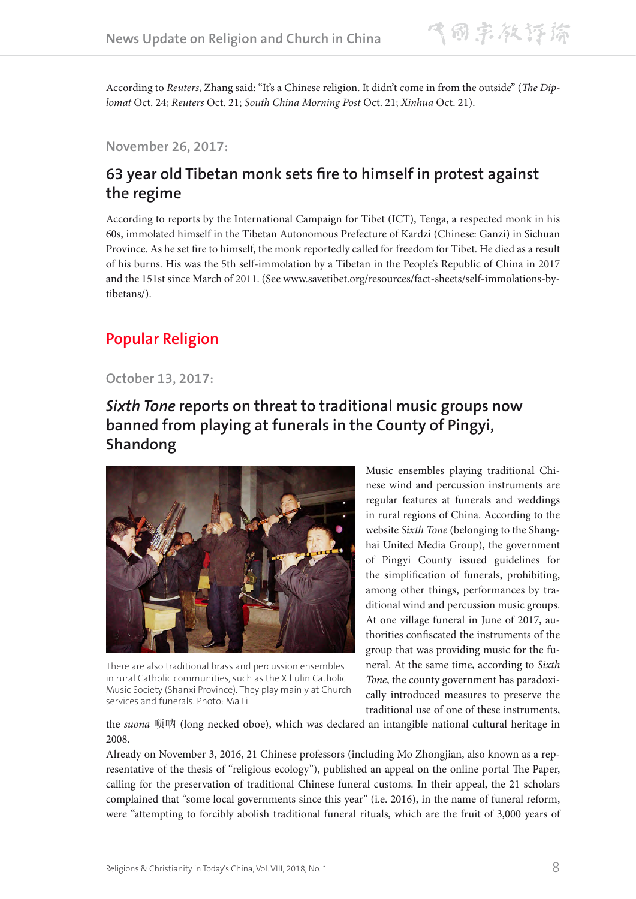According to *Reuters*, Zhang said: "It's a Chinese religion. It didn't come in from the outside" (*The Diplomat* Oct. 24; *Reuters* Oct. 21; *South China Morning Post* Oct. 21; *Xinhua* Oct. 21).

### November 26, 2017:

## 63 year old Tibetan monk sets fire to himself in protest against the regime

According to reports by the International Campaign for Tibet (ICT), Tenga, a respected monk in his 60s, immolated himself in the Tibetan Autonomous Prefecture of Kardzi (Chinese: Ganzi) in Sichuan Province. As he set fire to himself, the monk reportedly called for freedom for Tibet. He died as a result of his burns. His was the 5th self-immolation by a Tibetan in the People's Republic of China in 2017 and the 151st since March of 2011. (See www.savetibet.org/resources/fact-sheets/self-immolations-by-tibetans/).

# Popular Religion

### October 13, 2017:

## *Sixth Tone* reports on threat to traditional music groups now banned from playing at funerals in the County of Pingyi, Shandong

There are also traditional brass and percussion ensembles in rural Catholic communities, such as the Xiliulin Catholic Music Society (Shanxi Province). They play mainly at Church services and funerals. Photo: Ma Li.

Music ensembles playing traditional Chinese wind and percussion instruments are regular features at funerals and weddings in rural regions of China. According to the website *Sixth Tone* (belonging to the Shanghai United Media Group), the government of Pingyi County issued guidelines for the simplification of funerals, prohibiting, among other things, performances by traditional wind and percussion music groups. At one village funeral in June of 2017, authorities confiscated the instruments of the group that was providing music for the funeral. At the same time, according to *Sixth Tone*, the county government has paradoxically introduced measures to preserve the traditional use of one of these instruments, the *suona* 唢呐 (long necked oboe), which was declared an intangible national cultural heritage in 2008.

Already on November 3, 2016, 21 Chinese professors (including Mo Zhongjian, also known as a representative of the thesis of "religious ecology"), published an appeal on the online portal The Paper, calling for the preservation of traditional Chinese funeral customs. In their appeal, the 21 scholars complained that "some local governments since this year" (i.e. 2016), in the name of funeral reform, were "attempting to forcibly abolish traditional funeral rituals, which are the fruit of 3,000 years of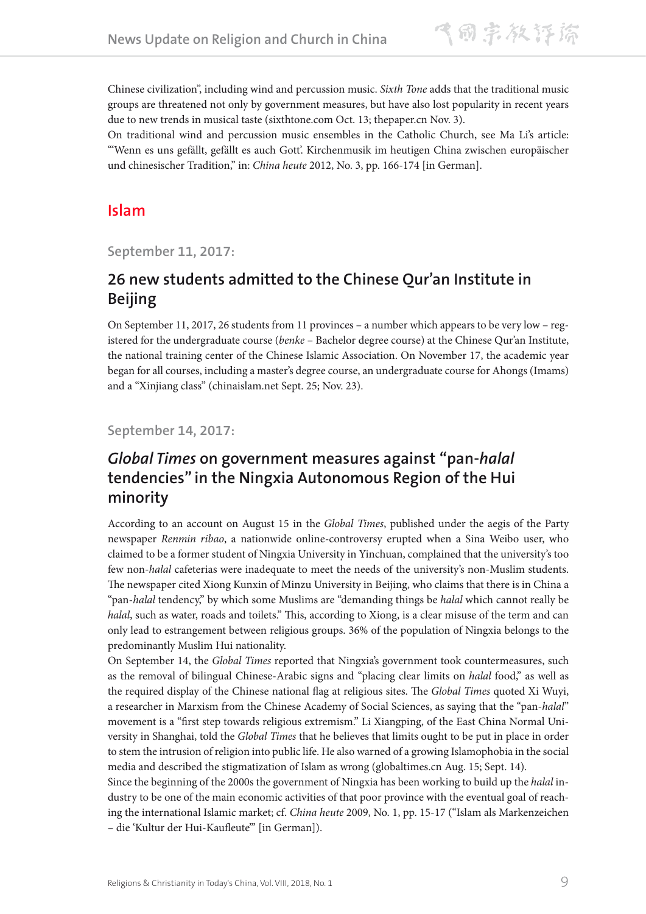Chinese civilization", including wind and percussion music. *Sixth Tone* adds that the traditional music groups are threatened not only by government measures, but have also lost popularity in recent years due to new trends in musical taste (sixthtone.com Oct. 13; thepaper.cn Nov. 3).

On traditional wind and percussion music ensembles in the Catholic Church, see Ma Li's article: "'Wenn es uns gefällt, gefällt es auch Gott'. Kirchenmusik im heutigen China zwischen europäischer und chinesischer Tradition," in: *China heute* 2012, No. 3, pp. 166-174 [in German].

## Islam

### September 11, 2017:

### 26 new students admitted to the Chinese Qur'an Institute in Beijing

On September 11, 2017, 26 students from 11 provinces – a number which appears to be very low – registered for the undergraduate course (*benke* – Bachelor degree course) at the Chinese Qur'an Institute, the national training center of the Chinese Islamic Association. On November 17, the academic year began for all courses, including a master's degree course, an undergraduate course for Ahongs (Imams) and a "Xinjiang class" (chinaislam.net Sept. 25; Nov. 23).

### September 14, 2017:

### *Global Times* on government measures against "pan-*halal* tendencies" in the Ningxia Autonomous Region of the Hui minority

According to an account on August 15 in the *Global Times*, published under the aegis of the Party newspaper *Renmin ribao*, a nationwide online-controversy erupted when a Sina Weibo user, who claimed to be a former student of Ningxia University in Yinchuan, complained that the university's too few non-*halal* cafeterias were inadequate to meet the needs of the university's non-Muslim students. The newspaper cited Xiong Kunxin of Minzu University in Beijing, who claims that there is in China a "pan-*halal* tendency," by which some Muslims are "demanding things be *halal* which cannot really be *halal*, such as water, roads and toilets." This, according to Xiong, is a clear misuse of the term and can only lead to estrangement between religious groups. 36% of the population of Ningxia belongs to the predominantly Muslim Hui nationality.

On September 14, the *Global Times* reported that Ningxia's government took countermeasures, such as the removal of bilingual Chinese-Arabic signs and "placing clear limits on *halal* food," as well as the required display of the Chinese national flag at religious sites. The *Global Times* quoted Xi Wuyi, a researcher in Marxism from the Chinese Academy of Social Sciences, as saying that the "pan-*halal*" movement is a "first step towards religious extremism." Li Xiangping, of the East China Normal University in Shanghai, told the *Global Times* that he believes that limits ought to be put in place in order to stem the intrusion of religion into public life. He also warned of a growing Islamophobia in the social media and described the stigmatization of Islam as wrong (globaltimes.cn Aug. 15; Sept. 14).

Since the beginning of the 2000s the government of Ningxia has been working to build up the *halal* industry to be one of the main economic activities of that poor province with the eventual goal of reaching the international Islamic market; cf. *China heute* 2009, No. 1, pp. 15-17 ("Islam als Markenzeichen – die 'Kultur der Hui-Kaufleute'" [in German]).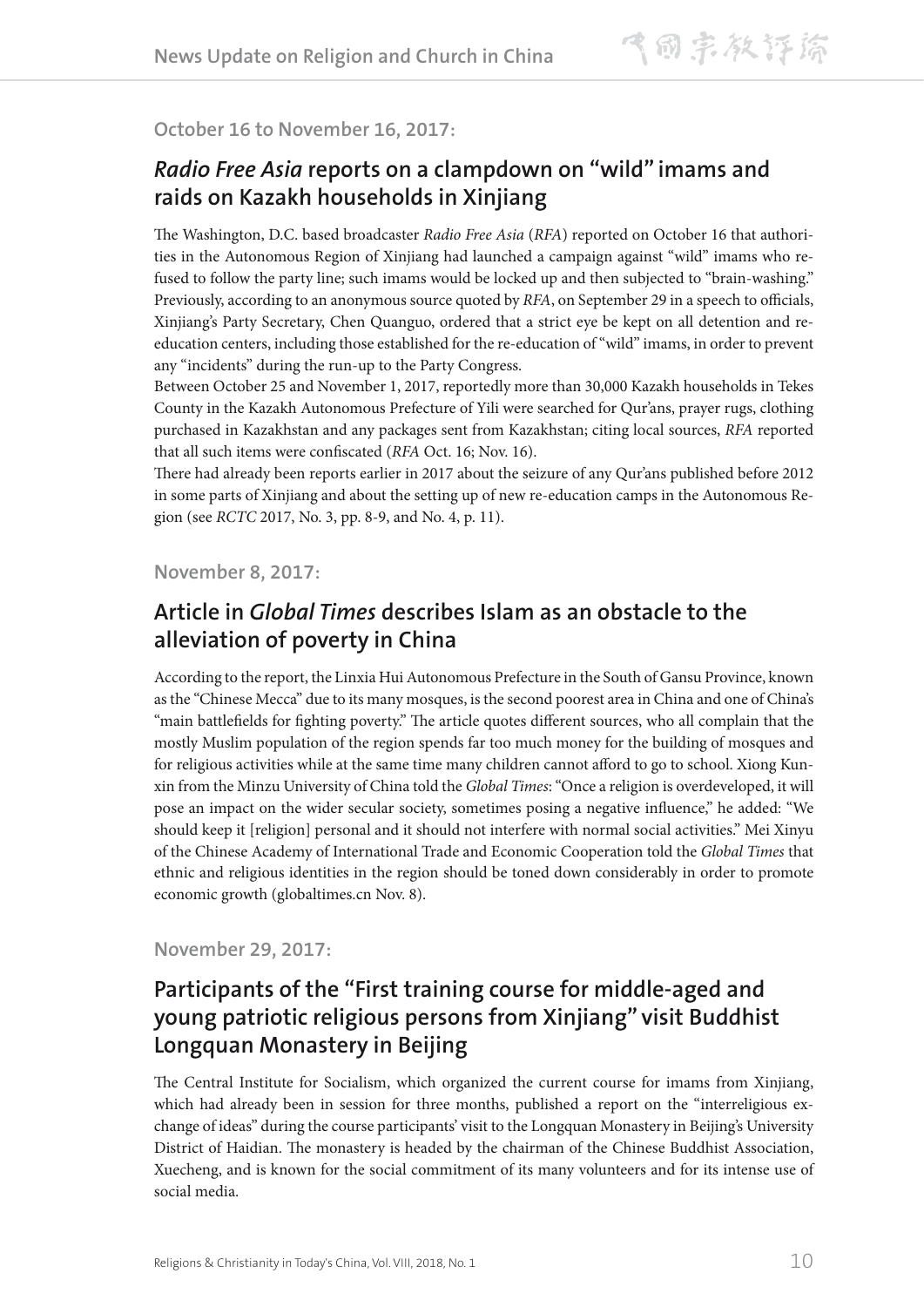**October 16 to November 16, 2017:**

## *Radio Free Asia* reports on a clampdown on "wild" imams and raids on Kazakh households in Xinjiang

The Washington, D.C. based broadcaster *Radio Free Asia* (*RFA*) reported on October 16 that authorities in the Autonomous Region of Xinjiang had launched a campaign against "wild" imams who refused to follow the party line; such imams would be locked up and then subjected to "brain-washing." Previously, according to an anonymous source quoted by *RFA*, on September 29 in a speech to officials, Xinjiang's Party Secretary, Chen Quanguo, ordered that a strict eye be kept on all detention and re-education centers, including those established for the re-education of "wild" imams, in order to prevent any "incidents" during the run-up to the Party Congress.

Between October 25 and November 1, 2017, reportedly more than 30,000 Kazakh households in Tekes County in the Kazakh Autonomous Prefecture of Yili were searched for Qur'ans, prayer rugs, clothing purchased in Kazakhstan and any packages sent from Kazakhstan; citing local sources, *RFA* reported that all such items were confiscated (*RFA* Oct. 16; Nov. 16).

There had already been reports earlier in 2017 about the seizure of any Qur'ans published before 2012 in some parts of Xinjiang and about the setting up of new re-education camps in the Autonomous Region (see *RCTC* 2017, No. 3, pp. 8-9, and No. 4, p. 11).

**November 8, 2017:**

## Article in *Global Times* describes Islam as an obstacle to the alleviation of poverty in China

According to the report, the Linxia Hui Autonomous Prefecture in the South of Gansu Province, known as the "Chinese Mecca" due to its many mosques, is the second poorest area in China and one of China's "main battlefields for fighting poverty." The article quotes different sources, who all complain that the mostly Muslim population of the region spends far too much money for the building of mosques and for religious activities while at the same time many children cannot afford to go to school. Xiong Kunxin from the Minzu University of China told the *Global Times*: "Once a religion is overdeveloped, it will pose an impact on the wider secular society, sometimes posing a negative influence," he added: "We should keep it [religion] personal and it should not interfere with normal social activities." Mei Xinyu of the Chinese Academy of International Trade and Economic Cooperation told the *Global Times* that ethnic and religious identities in the region should be toned down considerably in order to promote economic growth (globaltimes.cn Nov. 8).

**November 29, 2017:**

## Participants of the "First training course for middle-aged and young patriotic religious persons from Xinjiang" visit Buddhist Longquan Monastery in Beijing

The Central Institute for Socialism, which organized the current course for imams from Xinjiang, which had already been in session for three months, published a report on the "interreligious exchange of ideas" during the course participants' visit to the Longquan Monastery in Beijing's University District of Haidian. The monastery is headed by the chairman of the Chinese Buddhist Association, Xuecheng, and is known for the social commitment of its many volunteers and for its intense use of social media.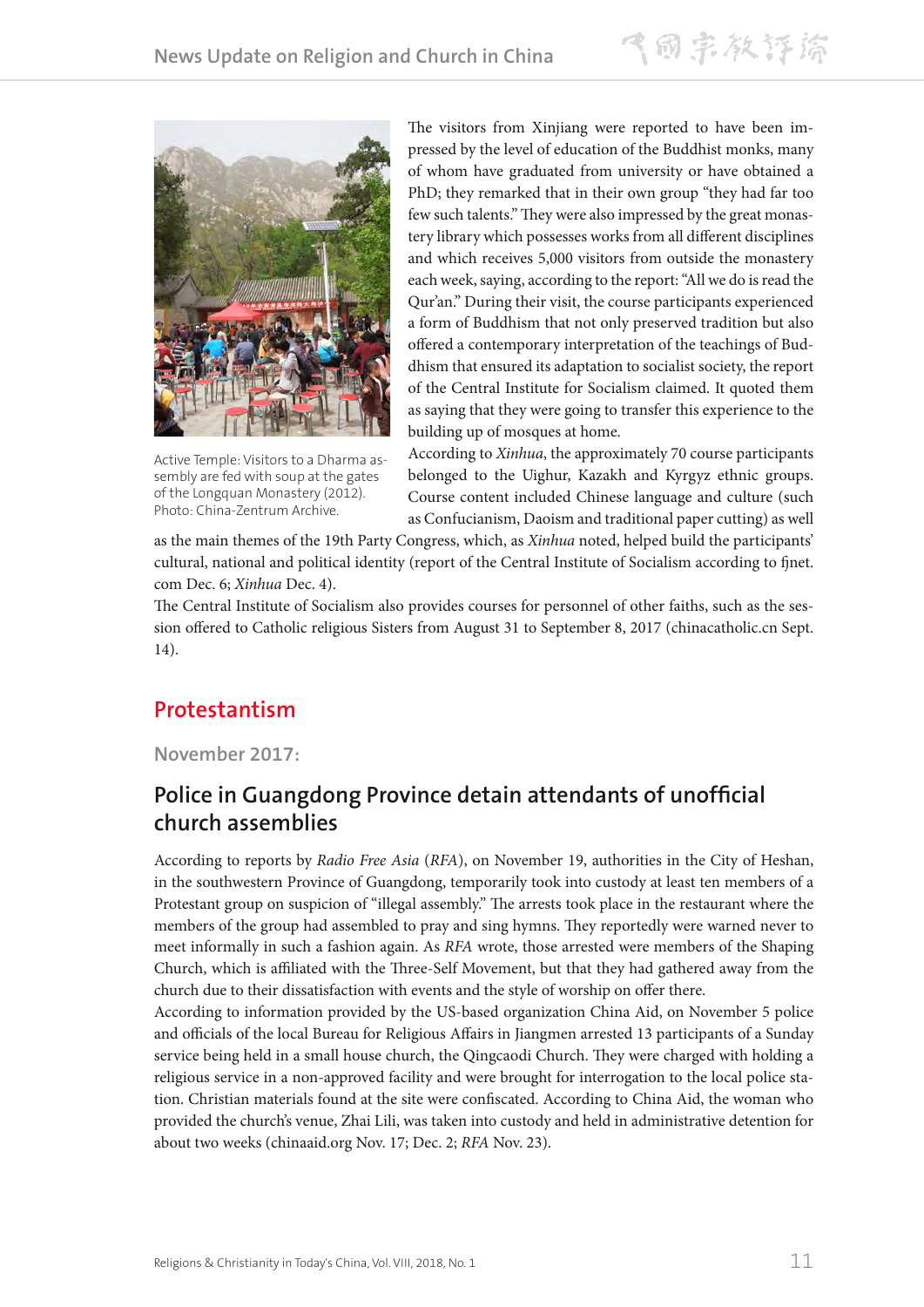The visitors from Xinjiang were reported to have been impressed by the level of education of the Buddhist monks, many of whom have graduated from university or have obtained a PhD; they remarked that in their own group "they had far too few such talents." They were also impressed by the great monastery library which possesses works from all different disciplines and which receives 5,000 visitors from outside the monastery each week, saying, according to the report: "All we do is read the Qur'an." During their visit, the course participants experienced a form of Buddhism that not only preserved tradition but also offered a contemporary interpretation of the teachings of Buddhism that ensured its adaptation to socialist society, the report of the Central Institute for Socialism claimed. It quoted them as saying that they were going to transfer this experience to the building up of mosques at home.

Active Temple: Visitors to a Dharma assembly are fed with soup at the gates of the Longquan Monastery (2012). Photo: China-Zentrum Archive.

According to *Xinhua*, the approximately 70 course participants belonged to the Uighur, Kazakh and Kyrgyz ethnic groups. Course content included Chinese language and culture (such as Confucianism, Daoism and traditional paper cutting) as well as the main themes of the 19th Party Congress, which, as *Xinhua* noted, helped build the participants' cultural, national and political identity (report of the Central Institute of Socialism according to fjnet.com Dec. 6; *Xinhua* Dec. 4).

The Central Institute of Socialism also provides courses for personnel of other faiths, such as the session offered to Catholic religious Sisters from August 31 to September 8, 2017 (chinacatholic.cn Sept. 14).

## Protestantism

### November 2017:

### Police in Guangdong Province detain attendants of unofficial church assemblies

According to reports by *Radio Free Asia* (*RFA*), on November 19, authorities in the City of Heshan, in the southwestern Province of Guangdong, temporarily took into custody at least ten members of a Protestant group on suspicion of "illegal assembly." The arrests took place in the restaurant where the members of the group had assembled to pray and sing hymns. They reportedly were warned never to meet informally in such a fashion again. As *RFA* wrote, those arrested were members of the Shaping Church, which is affiliated with the Three-Self Movement, but that they had gathered away from the church due to their dissatisfaction with events and the style of worship on offer there.

According to information provided by the US-based organization China Aid, on November 5 police and officials of the local Bureau for Religious Affairs in Jiangmen arrested 13 participants of a Sunday service being held in a small house church, the Qingcaodi Church. They were charged with holding a religious service in a non-approved facility and were brought for interrogation to the local police station. Christian materials found at the site were confiscated. According to China Aid, the woman who provided the church's venue, Zhai Lili, was taken into custody and held in administrative detention for about two weeks (chinaaid.org Nov. 17; Dec. 2; *RFA* Nov. 23).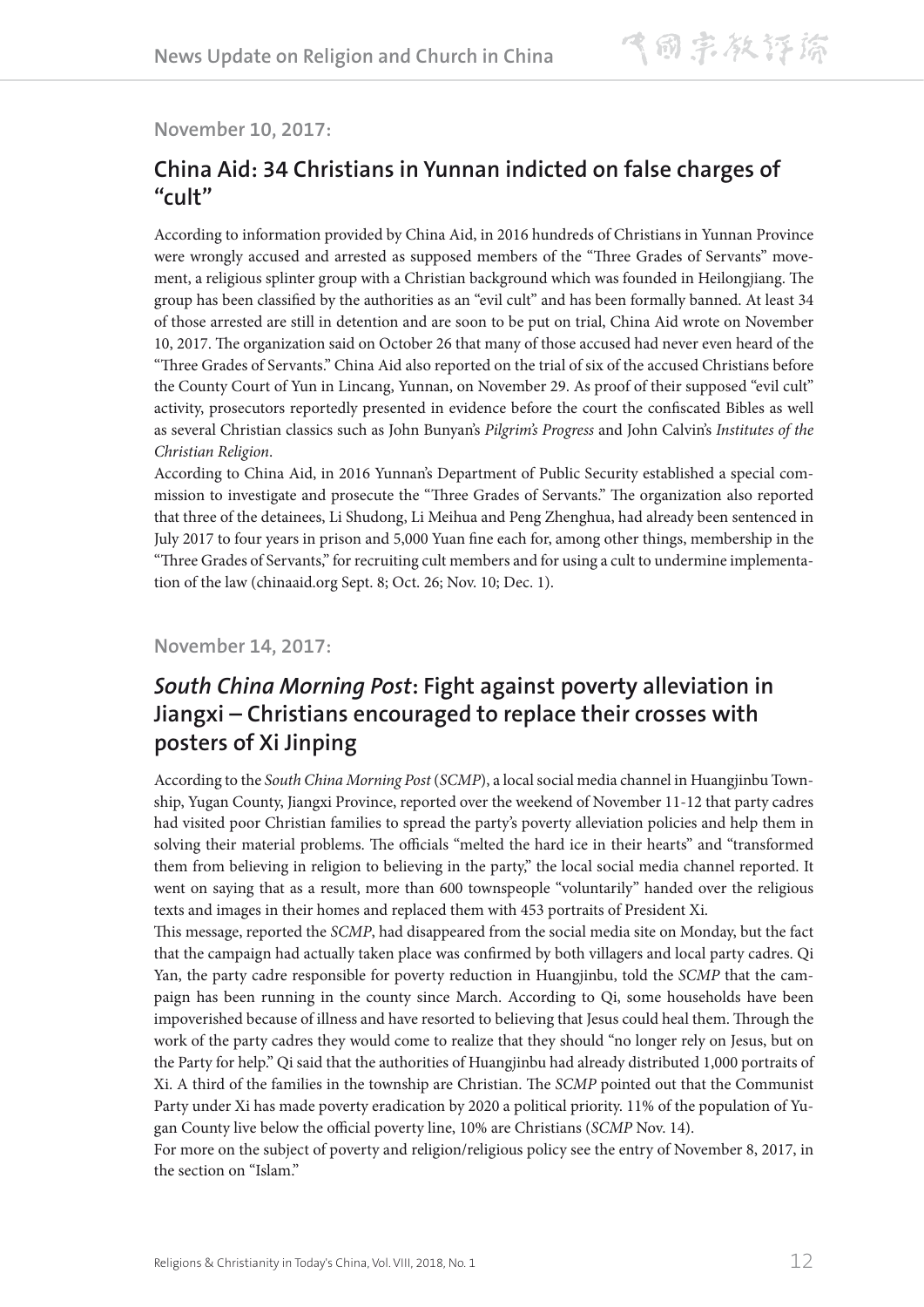**November 10, 2017:**

## China Aid: 34 Christians in Yunnan indicted on false charges of "cult"

According to information provided by China Aid, in 2016 hundreds of Christians in Yunnan Province were wrongly accused and arrested as supposed members of the "Three Grades of Servants" movement, a religious splinter group with a Christian background which was founded in Heilongjiang. The group has been classified by the authorities as an "evil cult" and has been formally banned. At least 34 of those arrested are still in detention and are soon to be put on trial, China Aid wrote on November 10, 2017. The organization said on October 26 that many of those accused had never even heard of the "Three Grades of Servants." China Aid also reported on the trial of six of the accused Christians before the County Court of Yun in Lincang, Yunnan, on November 29. As proof of their supposed "evil cult" activity, prosecutors reportedly presented in evidence before the court the confiscated Bibles as well as several Christian classics such as John Bunyan's *Pilgrim's Progress* and John Calvin's *Institutes of the Christian Religion*.

According to China Aid, in 2016 Yunnan's Department of Public Security established a special commission to investigate and prosecute the "Three Grades of Servants." The organization also reported that three of the detainees, Li Shudong, Li Meihua and Peng Zhenghua, had already been sentenced in July 2017 to four years in prison and 5,000 Yuan fine each for, among other things, membership in the "Three Grades of Servants," for recruiting cult members and for using a cult to undermine implementation of the law (chinaaid.org Sept. 8; Oct. 26; Nov. 10; Dec. 1).

**November 14, 2017:**

## *South China Morning Post*: Fight against poverty alleviation in Jiangxi – Christians encouraged to replace their crosses with posters of Xi Jinping

According to the *South China Morning Post* (*SCMP*), a local social media channel in Huangjinbu Township, Yugan County, Jiangxi Province, reported over the weekend of November 11-12 that party cadres had visited poor Christian families to spread the party's poverty alleviation policies and help them in solving their material problems. The officials "melted the hard ice in their hearts" and "transformed them from believing in religion to believing in the party," the local social media channel reported. It went on saying that as a result, more than 600 townspeople "voluntarily" handed over the religious texts and images in their homes and replaced them with 453 portraits of President Xi.

This message, reported the *SCMP*, had disappeared from the social media site on Monday, but the fact that the campaign had actually taken place was confirmed by both villagers and local party cadres. Qi Yan, the party cadre responsible for poverty reduction in Huangjinbu, told the *SCMP* that the campaign has been running in the county since March. According to Qi, some households have been impoverished because of illness and have resorted to believing that Jesus could heal them. Through the work of the party cadres they would come to realize that they should "no longer rely on Jesus, but on the Party for help." Qi said that the authorities of Huangjinbu had already distributed 1,000 portraits of Xi. A third of the families in the township are Christian. The *SCMP* pointed out that the Communist Party under Xi has made poverty eradication by 2020 a political priority. 11% of the population of Yugan County live below the official poverty line, 10% are Christians (*SCMP* Nov. 14).

For more on the subject of poverty and religion/religious policy see the entry of November 8, 2017, in the section on "Islam."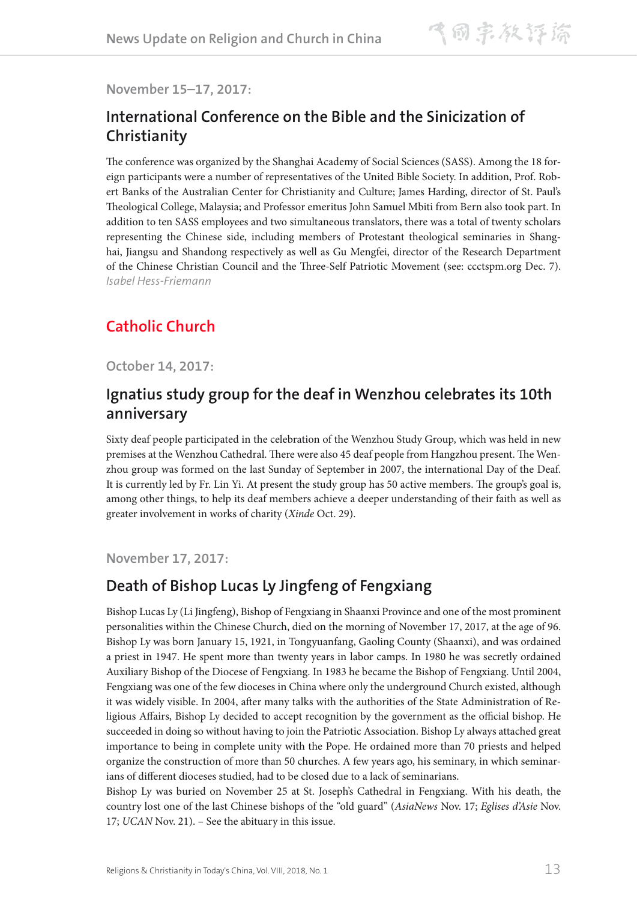November 15–17, 2017:

## International Conference on the Bible and the Sinicization of Christianity

The conference was organized by the Shanghai Academy of Social Sciences (SASS). Among the 18 foreign participants were a number of representatives of the United Bible Society. In addition, Prof. Robert Banks of the Australian Center for Christianity and Culture; James Harding, director of St. Paul's Theological College, Malaysia; and Professor emeritus John Samuel Mbiti from Bern also took part. In addition to ten SASS employees and two simultaneous translators, there was a total of twenty scholars representing the Chinese side, including members of Protestant theological seminaries in Shanghai, Jiangsu and Shandong respectively as well as Gu Mengfei, director of the Research Department of the Chinese Christian Council and the Three-Self Patriotic Movement (see: ccctspm.org Dec. 7). *Isabel Hess-Friemann*

# Catholic Church

October 14, 2017:

## Ignatius study group for the deaf in Wenzhou celebrates its 10th anniversary

Sixty deaf people participated in the celebration of the Wenzhou Study Group, which was held in new premises at the Wenzhou Cathedral. There were also 45 deaf people from Hangzhou present. The Wenzhou group was formed on the last Sunday of September in 2007, the international Day of the Deaf. It is currently led by Fr. Lin Yi. At present the study group has 50 active members. The group's goal is, among other things, to help its deaf members achieve a deeper understanding of their faith as well as greater involvement in works of charity (*Xinde* Oct. 29).

November 17, 2017:

## Death of Bishop Lucas Ly Jingfeng of Fengxiang

Bishop Lucas Ly (Li Jingfeng), Bishop of Fengxiang in Shaanxi Province and one of the most prominent personalities within the Chinese Church, died on the morning of November 17, 2017, at the age of 96. Bishop Ly was born January 15, 1921, in Tongyuanfang, Gaoling County (Shaanxi), and was ordained a priest in 1947. He spent more than twenty years in labor camps. In 1980 he was secretly ordained Auxiliary Bishop of the Diocese of Fengxiang. In 1983 he became the Bishop of Fengxiang. Until 2004, Fengxiang was one of the few dioceses in China where only the underground Church existed, although it was widely visible. In 2004, after many talks with the authorities of the State Administration of Religious Affairs, Bishop Ly decided to accept recognition by the government as the official bishop. He succeeded in doing so without having to join the Patriotic Association. Bishop Ly always attached great importance to being in complete unity with the Pope. He ordained more than 70 priests and helped organize the construction of more than 50 churches. A few years ago, his seminary, in which seminarians of different dioceses studied, had to be closed due to a lack of seminarians.

Bishop Ly was buried on November 25 at St. Joseph's Cathedral in Fengxiang. With his death, the country lost one of the last Chinese bishops of the "old guard" (*AsiaNews* Nov. 17; *Eglises d'Asie* Nov. 17; *UCAN* Nov. 21). – See the abituary in this issue.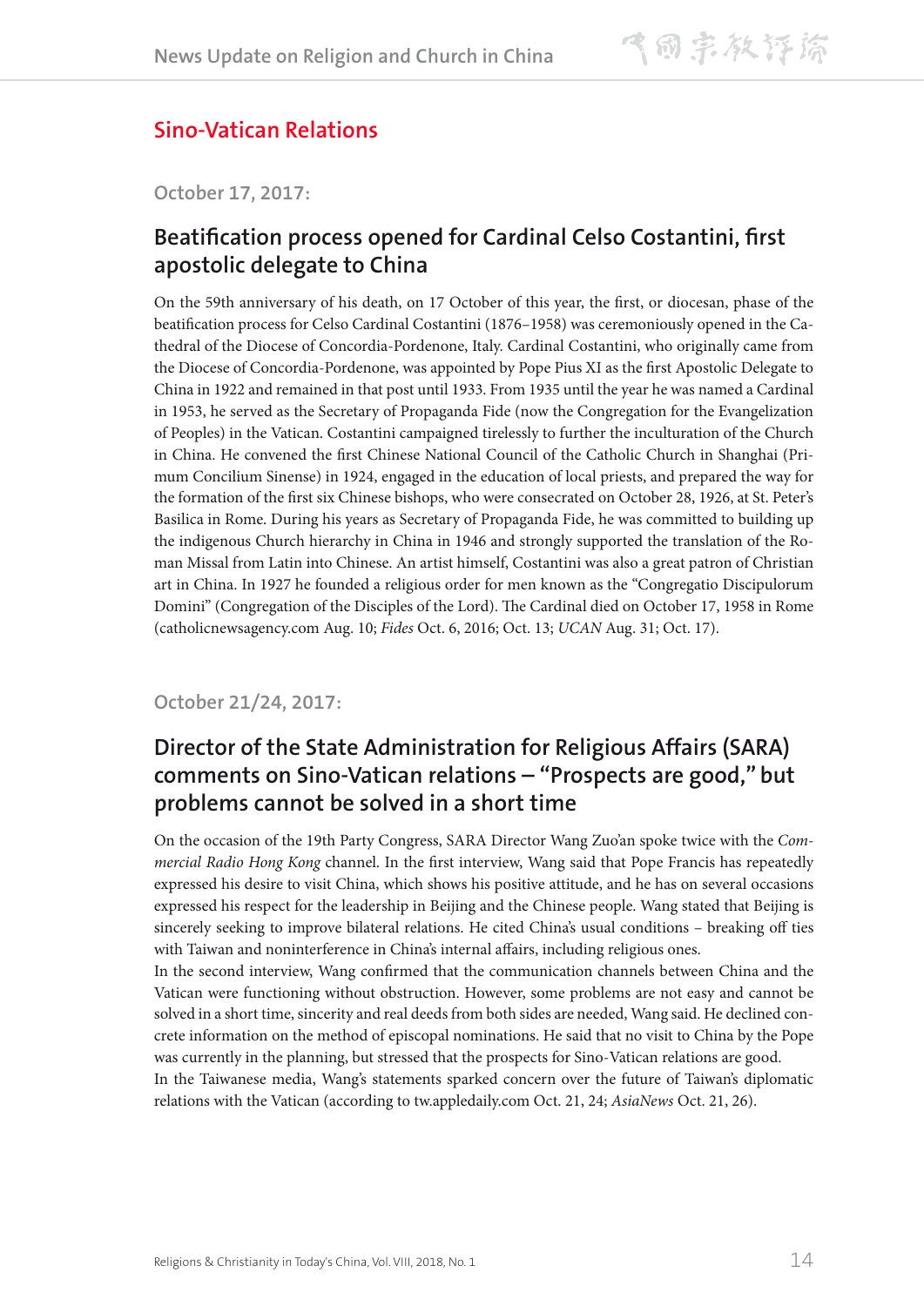## Sino-Vatican Relations

### October 17, 2017:

### Beatification process opened for Cardinal Celso Costantini, first apostolic delegate to China

On the 59th anniversary of his death, on 17 October of this year, the first, or diocesan, phase of the beatification process for Celso Cardinal Costantini (1876–1958) was ceremoniously opened in the Cathedral of the Diocese of Concordia-Pordenone, Italy. Cardinal Costantini, who originally came from the Diocese of Concordia-Pordenone, was appointed by Pope Pius XI as the first Apostolic Delegate to China in 1922 and remained in that post until 1933. From 1935 until the year he was named a Cardinal in 1953, he served as the Secretary of Propaganda Fide (now the Congregation for the Evangelization of Peoples) in the Vatican. Costantini campaigned tirelessly to further the inculturation of the Church in China. He convened the first Chinese National Council of the Catholic Church in Shanghai (Primum Concilium Sinense) in 1924, engaged in the education of local priests, and prepared the way for the formation of the first six Chinese bishops, who were consecrated on October 28, 1926, at St. Peter's Basilica in Rome. During his years as Secretary of Propaganda Fide, he was committed to building up the indigenous Church hierarchy in China in 1946 and strongly supported the translation of the Roman Missal from Latin into Chinese. An artist himself, Costantini was also a great patron of Christian art in China. In 1927 he founded a religious order for men known as the "Congregatio Discipulorum Domini" (Congregation of the Disciples of the Lord). The Cardinal died on October 17, 1958 in Rome (catholicnewsagency.com Aug. 10; *Fides* Oct. 6, 2016; Oct. 13; *UCAN* Aug. 31; Oct. 17).

### October 21/24, 2017:

### Director of the State Administration for Religious Affairs (SARA) comments on Sino-Vatican relations – "Prospects are good," but problems cannot be solved in a short time

On the occasion of the 19th Party Congress, SARA Director Wang Zuo'an spoke twice with the *Commercial Radio Hong Kong* channel. In the first interview, Wang said that Pope Francis has repeatedly expressed his desire to visit China, which shows his positive attitude, and he has on several occasions expressed his respect for the leadership in Beijing and the Chinese people. Wang stated that Beijing is sincerely seeking to improve bilateral relations. He cited China's usual conditions – breaking off ties with Taiwan and noninterference in China's internal affairs, including religious ones.

In the second interview, Wang confirmed that the communication channels between China and the Vatican were functioning without obstruction. However, some problems are not easy and cannot be solved in a short time, sincerity and real deeds from both sides are needed, Wang said. He declined concrete information on the method of episcopal nominations. He said that no visit to China by the Pope was currently in the planning, but stressed that the prospects for Sino-Vatican relations are good.

In the Taiwanese media, Wang's statements sparked concern over the future of Taiwan's diplomatic relations with the Vatican (according to tw.appledaily.com Oct. 21, 24; *AsiaNews* Oct. 21, 26).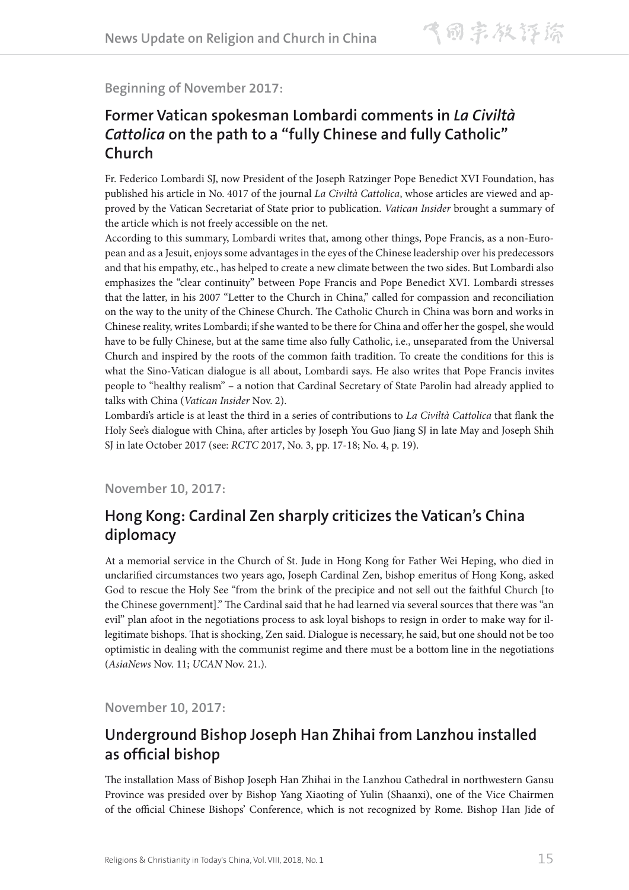Beginning of November 2017:

## Former Vatican spokesman Lombardi comments in *La Civiltà Cattolica* on the path to a "fully Chinese and fully Catholic" Church

Fr. Federico Lombardi SJ, now President of the Joseph Ratzinger Pope Benedict XVI Foundation, has published his article in No. 4017 of the journal *La Civiltà Cattolica*, whose articles are viewed and approved by the Vatican Secretariat of State prior to publication. *Vatican Insider* brought a summary of the article which is not freely accessible on the net.

According to this summary, Lombardi writes that, among other things, Pope Francis, as a non-European and as a Jesuit, enjoys some advantages in the eyes of the Chinese leadership over his predecessors and that his empathy, etc., has helped to create a new climate between the two sides. But Lombardi also emphasizes the "clear continuity" between Pope Francis and Pope Benedict XVI. Lombardi stresses that the latter, in his 2007 "Letter to the Church in China," called for compassion and reconciliation on the way to the unity of the Chinese Church. The Catholic Church in China was born and works in Chinese reality, writes Lombardi; if she wanted to be there for China and offer her the gospel, she would have to be fully Chinese, but at the same time also fully Catholic, i.e., unseparated from the Universal Church and inspired by the roots of the common faith tradition. To create the conditions for this is what the Sino-Vatican dialogue is all about, Lombardi says. He also writes that Pope Francis invites people to "healthy realism" – a notion that Cardinal Secretary of State Parolin had already applied to talks with China (*Vatican Insider* Nov. 2).

Lombardi's article is at least the third in a series of contributions to *La Civiltà Cattolica* that flank the Holy See's dialogue with China, after articles by Joseph You Guo Jiang SJ in late May and Joseph Shih SJ in late October 2017 (see: *RCTC* 2017, No. 3, pp. 17-18; No. 4, p. 19).

November 10, 2017:

## Hong Kong: Cardinal Zen sharply criticizes the Vatican's China diplomacy

At a memorial service in the Church of St. Jude in Hong Kong for Father Wei Heping, who died in unclarified circumstances two years ago, Joseph Cardinal Zen, bishop emeritus of Hong Kong, asked God to rescue the Holy See "from the brink of the precipice and not sell out the faithful Church [to the Chinese government]." The Cardinal said that he had learned via several sources that there was "an evil" plan afoot in the negotiations process to ask loyal bishops to resign in order to make way for illegitimate bishops. That is shocking, Zen said. Dialogue is necessary, he said, but one should not be too optimistic in dealing with the communist regime and there must be a bottom line in the negotiations (*AsiaNews* Nov. 11; *UCAN* Nov. 21.).

November 10, 2017:

## Underground Bishop Joseph Han Zhihai from Lanzhou installed as official bishop

The installation Mass of Bishop Joseph Han Zhihai in the Lanzhou Cathedral in northwestern Gansu Province was presided over by Bishop Yang Xiaoting of Yulin (Shaanxi), one of the Vice Chairmen of the official Chinese Bishops' Conference, which is not recognized by Rome. Bishop Han Jide of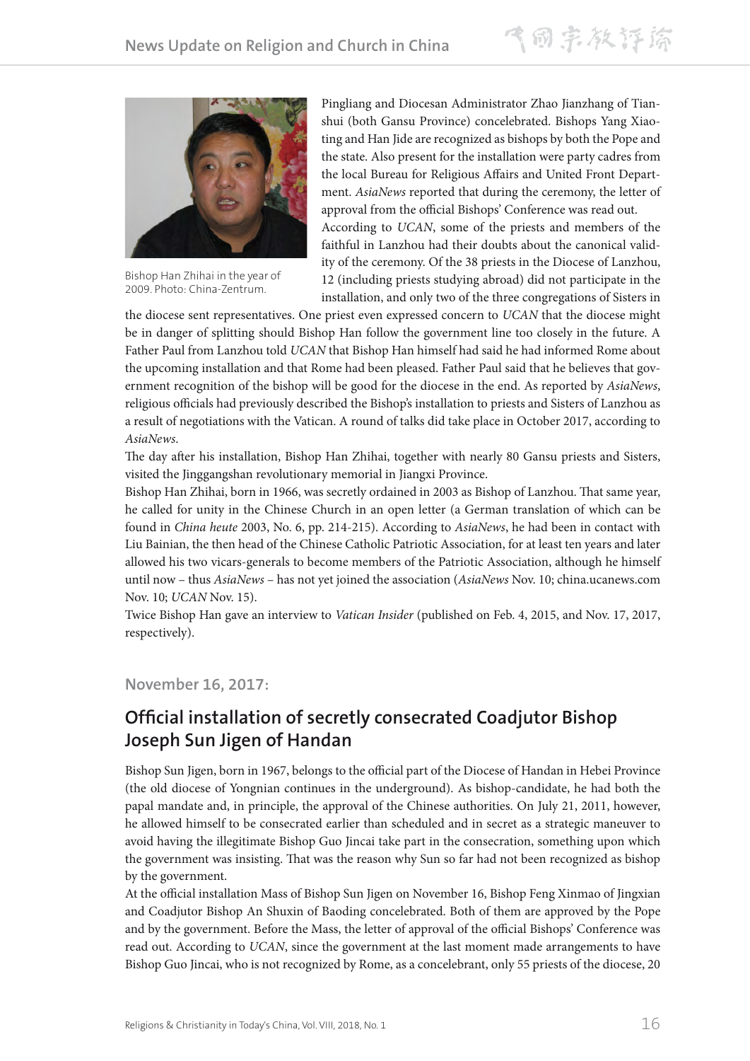Bishop Han Zhihai in the year of 2009. Photo: China-Zentrum.

Pingliang and Diocesan Administrator Zhao Jianzhang of Tianshui (both Gansu Province) concelebrated. Bishops Yang Xiaoting and Han Jide are recognized as bishops by both the Pope and the state. Also present for the installation were party cadres from the local Bureau for Religious Affairs and United Front Department. *AsiaNews* reported that during the ceremony, the letter of approval from the official Bishops' Conference was read out.

According to *UCAN*, some of the priests and members of the faithful in Lanzhou had their doubts about the canonical validity of the ceremony. Of the 38 priests in the Diocese of Lanzhou, 12 (including priests studying abroad) did not participate in the installation, and only two of the three congregations of Sisters in the diocese sent representatives. One priest even expressed concern to *UCAN* that the diocese might be in danger of splitting should Bishop Han follow the government line too closely in the future. A Father Paul from Lanzhou told *UCAN* that Bishop Han himself had said he had informed Rome about the upcoming installation and that Rome had been pleased. Father Paul said that he believes that government recognition of the bishop will be good for the diocese in the end. As reported by *AsiaNews*, religious officials had previously described the Bishop's installation to priests and Sisters of Lanzhou as a result of negotiations with the Vatican. A round of talks did take place in October 2017, according to *AsiaNews*.

The day after his installation, Bishop Han Zhihai, together with nearly 80 Gansu priests and Sisters, visited the Jinggangshan revolutionary memorial in Jiangxi Province.

Bishop Han Zhihai, born in 1966, was secretly ordained in 2003 as Bishop of Lanzhou. That same year, he called for unity in the Chinese Church in an open letter (a German translation of which can be found in *China heute* 2003, No. 6, pp. 214-215). According to *AsiaNews*, he had been in contact with Liu Bainian, the then head of the Chinese Catholic Patriotic Association, for at least ten years and later allowed his two vicars-generals to become members of the Patriotic Association, although he himself until now – thus *AsiaNews* – has not yet joined the association (*AsiaNews* Nov. 10; china.ucanews.com Nov. 10; *UCAN* Nov. 15).

Twice Bishop Han gave an interview to *Vatican Insider* (published on Feb. 4, 2015, and Nov. 17, 2017, respectively).

### November 16, 2017:

## Official installation of secretly consecrated Coadjutor Bishop Joseph Sun Jigen of Handan

Bishop Sun Jigen, born in 1967, belongs to the official part of the Diocese of Handan in Hebei Province (the old diocese of Yongnian continues in the underground). As bishop-candidate, he had both the papal mandate and, in principle, the approval of the Chinese authorities. On July 21, 2011, however, he allowed himself to be consecrated earlier than scheduled and in secret as a strategic maneuver to avoid having the illegitimate Bishop Guo Jincai take part in the consecration, something upon which the government was insisting. That was the reason why Sun so far had not been recognized as bishop by the government.

At the official installation Mass of Bishop Sun Jigen on November 16, Bishop Feng Xinmao of Jingxian and Coadjutor Bishop An Shuxin of Baoding concelebrated. Both of them are approved by the Pope and by the government. Before the Mass, the letter of approval of the official Bishops' Conference was read out. According to *UCAN*, since the government at the last moment made arrangements to have Bishop Guo Jincai, who is not recognized by Rome, as a concelebrant, only 55 priests of the diocese, 20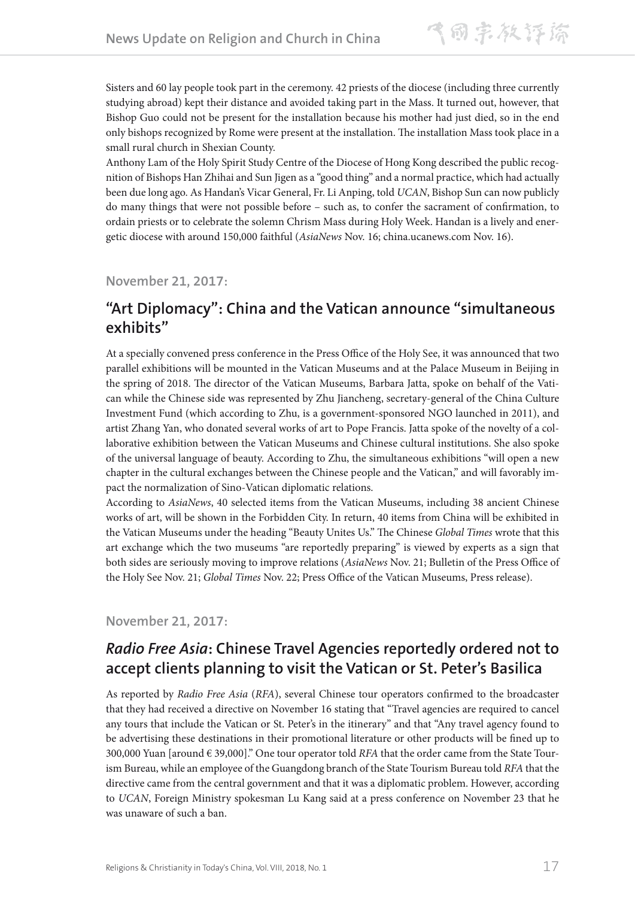Sisters and 60 lay people took part in the ceremony. 42 priests of the diocese (including three currently studying abroad) kept their distance and avoided taking part in the Mass. It turned out, however, that Bishop Guo could not be present for the installation because his mother had just died, so in the end only bishops recognized by Rome were present at the installation. The installation Mass took place in a small rural church in Shexian County.

Anthony Lam of the Holy Spirit Study Centre of the Diocese of Hong Kong described the public recognition of Bishops Han Zhihai and Sun Jigen as a "good thing" and a normal practice, which had actually been due long ago. As Handan's Vicar General, Fr. Li Anping, told *UCAN*, Bishop Sun can now publicly do many things that were not possible before – such as, to confer the sacrament of confirmation, to ordain priests or to celebrate the solemn Chrism Mass during Holy Week. Handan is a lively and energetic diocese with around 150,000 faithful (*AsiaNews* Nov. 16; china.ucanews.com Nov. 16).

### November 21, 2017:

## "Art Diplomacy": China and the Vatican announce "simultaneous exhibits"

At a specially convened press conference in the Press Office of the Holy See, it was announced that two parallel exhibitions will be mounted in the Vatican Museums and at the Palace Museum in Beijing in the spring of 2018. The director of the Vatican Museums, Barbara Jatta, spoke on behalf of the Vatican while the Chinese side was represented by Zhu Jiancheng, secretary-general of the China Culture Investment Fund (which according to Zhu, is a government-sponsored NGO launched in 2011), and artist Zhang Yan, who donated several works of art to Pope Francis. Jatta spoke of the novelty of a collaborative exhibition between the Vatican Museums and Chinese cultural institutions. She also spoke of the universal language of beauty. According to Zhu, the simultaneous exhibitions "will open a new chapter in the cultural exchanges between the Chinese people and the Vatican," and will favorably impact the normalization of Sino-Vatican diplomatic relations.

According to *AsiaNews*, 40 selected items from the Vatican Museums, including 38 ancient Chinese works of art, will be shown in the Forbidden City. In return, 40 items from China will be exhibited in the Vatican Museums under the heading "Beauty Unites Us." The Chinese *Global Times* wrote that this art exchange which the two museums "are reportedly preparing" is viewed by experts as a sign that both sides are seriously moving to improve relations (*AsiaNews* Nov. 21; Bulletin of the Press Office of the Holy See Nov. 21; *Global Times* Nov. 22; Press Office of the Vatican Museums, Press release).

### November 21, 2017:

## *Radio Free Asia*: Chinese Travel Agencies reportedly ordered not to accept clients planning to visit the Vatican or St. Peter's Basilica

As reported by *Radio Free Asia* (*RFA*), several Chinese tour operators confirmed to the broadcaster that they had received a directive on November 16 stating that "Travel agencies are required to cancel any tours that include the Vatican or St. Peter's in the itinerary" and that "Any travel agency found to be advertising these destinations in their promotional literature or other products will be fined up to 300,000 Yuan [around € 39,000]." One tour operator told *RFA* that the order came from the State Tourism Bureau, while an employee of the Guangdong branch of the State Tourism Bureau told *RFA* that the directive came from the central government and that it was a diplomatic problem. However, according to *UCAN*, Foreign Ministry spokesman Lu Kang said at a press conference on November 23 that he was unaware of such a ban.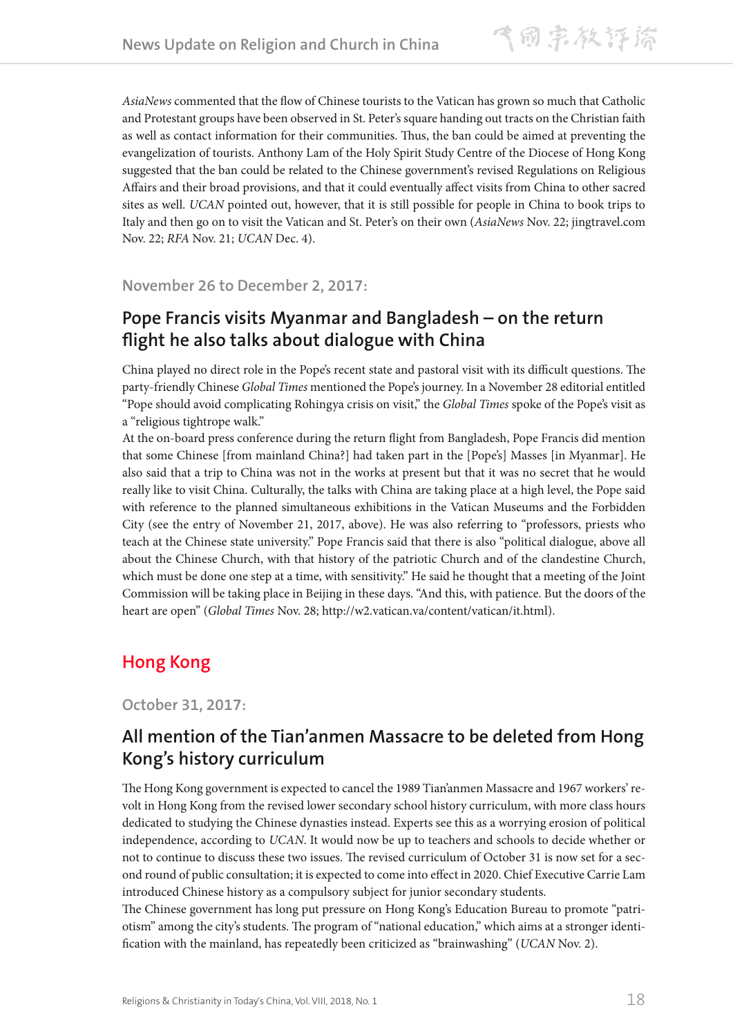*AsiaNews* commented that the flow of Chinese tourists to the Vatican has grown so much that Catholic and Protestant groups have been observed in St. Peter's square handing out tracts on the Christian faith as well as contact information for their communities. Thus, the ban could be aimed at preventing the evangelization of tourists. Anthony Lam of the Holy Spirit Study Centre of the Diocese of Hong Kong suggested that the ban could be related to the Chinese government's revised Regulations on Religious Affairs and their broad provisions, and that it could eventually affect visits from China to other sacred sites as well. *UCAN* pointed out, however, that it is still possible for people in China to book trips to Italy and then go on to visit the Vatican and St. Peter's on their own (*AsiaNews* Nov. 22; jingtravel.com Nov. 22; *RFA* Nov. 21; *UCAN* Dec. 4).

### November 26 to December 2, 2017:

## Pope Francis visits Myanmar and Bangladesh – on the return flight he also talks about dialogue with China

China played no direct role in the Pope's recent state and pastoral visit with its difficult questions. The party-friendly Chinese *Global Times* mentioned the Pope's journey. In a November 28 editorial entitled "Pope should avoid complicating Rohingya crisis on visit," the *Global Times* spoke of the Pope's visit as a "religious tightrope walk."

At the on-board press conference during the return flight from Bangladesh, Pope Francis did mention that some Chinese [from mainland China?] had taken part in the [Pope's] Masses [in Myanmar]. He also said that a trip to China was not in the works at present but that it was no secret that he would really like to visit China. Culturally, the talks with China are taking place at a high level, the Pope said with reference to the planned simultaneous exhibitions in the Vatican Museums and the Forbidden City (see the entry of November 21, 2017, above). He was also referring to "professors, priests who teach at the Chinese state university." Pope Francis said that there is also "political dialogue, above all about the Chinese Church, with that history of the patriotic Church and of the clandestine Church, which must be done one step at a time, with sensitivity." He said he thought that a meeting of the Joint Commission will be taking place in Beijing in these days. "And this, with patience. But the doors of the heart are open" (*Global Times* Nov. 28; http://w2.vatican.va/content/vatican/it.html).

# Hong Kong

### October 31, 2017:

## All mention of the Tian'anmen Massacre to be deleted from Hong Kong's history curriculum

The Hong Kong government is expected to cancel the 1989 Tian'anmen Massacre and 1967 workers' revolt in Hong Kong from the revised lower secondary school history curriculum, with more class hours dedicated to studying the Chinese dynasties instead. Experts see this as a worrying erosion of political independence, according to *UCAN*. It would now be up to teachers and schools to decide whether or not to continue to discuss these two issues. The revised curriculum of October 31 is now set for a second round of public consultation; it is expected to come into effect in 2020. Chief Executive Carrie Lam introduced Chinese history as a compulsory subject for junior secondary students.

The Chinese government has long put pressure on Hong Kong's Education Bureau to promote "patriotism" among the city's students. The program of "national education," which aims at a stronger identification with the mainland, has repeatedly been criticized as "brainwashing" (*UCAN* Nov. 2).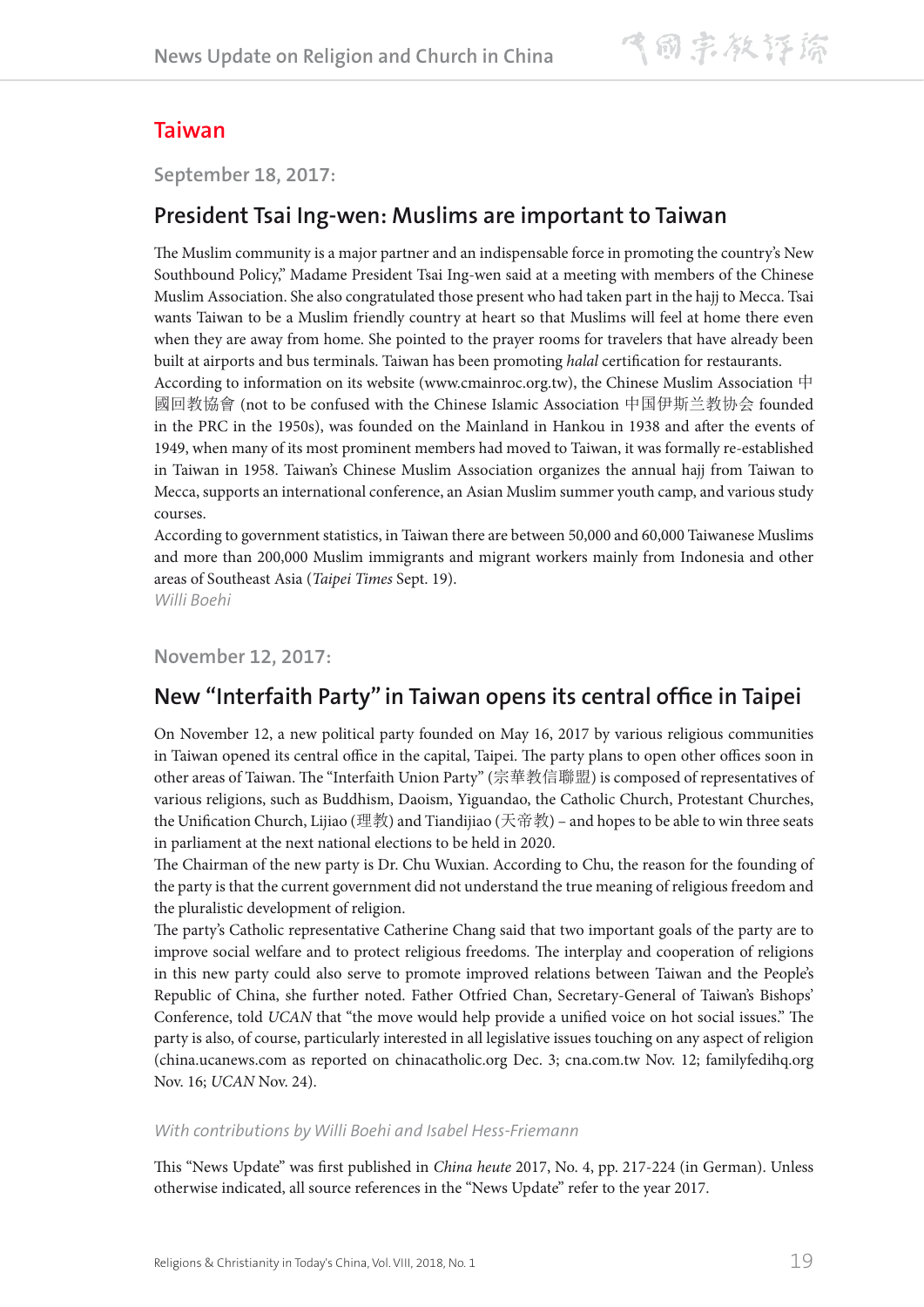## Taiwan

**September 18, 2017:**

### President Tsai Ing-wen: Muslims are important to Taiwan

The Muslim community is a major partner and an indispensable force in promoting the country's New Southbound Policy," Madame President Tsai Ing-wen said at a meeting with members of the Chinese Muslim Association. She also congratulated those present who had taken part in the hajj to Mecca. Tsai wants Taiwan to be a Muslim friendly country at heart so that Muslims will feel at home there even when they are away from home. She pointed to the prayer rooms for travelers that have already been built at airports and bus terminals. Taiwan has been promoting *halal* certification for restaurants.

According to information on its website (www.cmainroc.org.tw), the Chinese Muslim Association 中國回教協會 (not to be confused with the Chinese Islamic Association 中国伊斯兰教协会 founded in the PRC in the 1950s), was founded on the Mainland in Hankou in 1938 and after the events of 1949, when many of its most prominent members had moved to Taiwan, it was formally re-established in Taiwan in 1958. Taiwan's Chinese Muslim Association organizes the annual hajj from Taiwan to Mecca, supports an international conference, an Asian Muslim summer youth camp, and various study courses.

According to government statistics, in Taiwan there are between 50,000 and 60,000 Taiwanese Muslims and more than 200,000 Muslim immigrants and migrant workers mainly from Indonesia and other areas of Southeast Asia (*Taipei Times* Sept. 19).

*Willi Boehi*

**November 12, 2017:**

### New "Interfaith Party" in Taiwan opens its central office in Taipei

On November 12, a new political party founded on May 16, 2017 by various religious communities in Taiwan opened its central office in the capital, Taipei. The party plans to open other offices soon in other areas of Taiwan. The "Interfaith Union Party" (宗華教信聯盟) is composed of representatives of various religions, such as Buddhism, Daoism, Yiguandao, the Catholic Church, Protestant Churches, the Unification Church, Lijiao (理教) and Tiandijiao (天帝教) – and hopes to be able to win three seats in parliament at the next national elections to be held in 2020.

The Chairman of the new party is Dr. Chu Wuxian. According to Chu, the reason for the founding of the party is that the current government did not understand the true meaning of religious freedom and the pluralistic development of religion.

The party's Catholic representative Catherine Chang said that two important goals of the party are to improve social welfare and to protect religious freedoms. The interplay and cooperation of religions in this new party could also serve to promote improved relations between Taiwan and the People's Republic of China, she further noted. Father Otfried Chan, Secretary-General of Taiwan's Bishops' Conference, told *UCAN* that "the move would help provide a unified voice on hot social issues." The party is also, of course, particularly interested in all legislative issues touching on any aspect of religion (china.ucanews.com as reported on chinacatholic.org Dec. 3; cna.com.tw Nov. 12; familyfedihq.org Nov. 16; *UCAN* Nov. 24).

*With contributions by Willi Boehi and Isabel Hess-Friemann*

This "News Update" was first published in *China heute* 2017, No. 4, pp. 217-224 (in German). Unless otherwise indicated, all source references in the "News Update" refer to the year 2017.